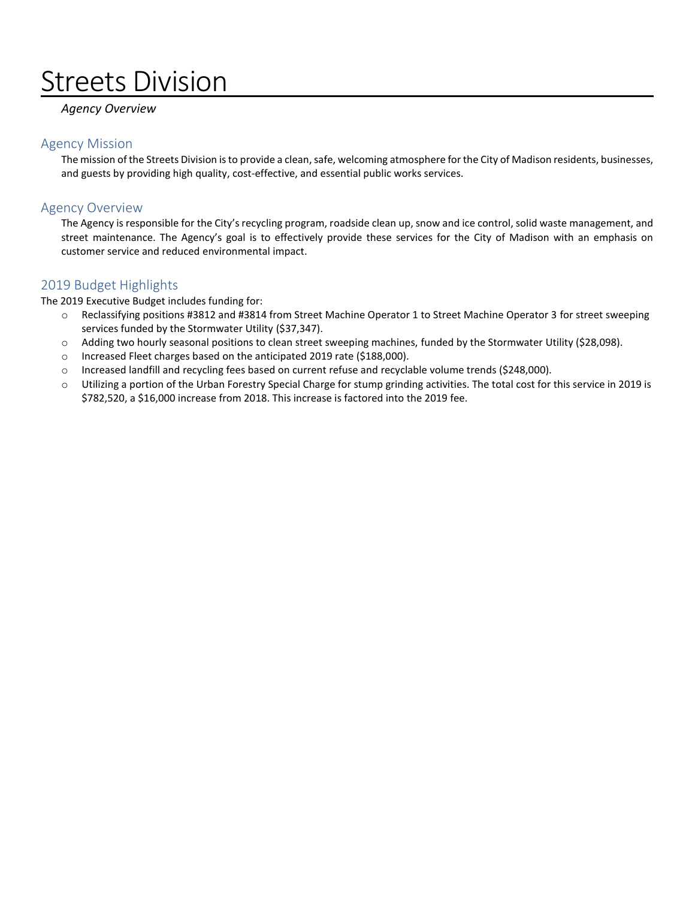# Streets Division

*Agency Overview*

## Agency Mission

The mission of the Streets Division is to provide a clean, safe, welcoming atmosphere for the City of Madison residents, businesses, and guests by providing high quality, cost-effective, and essential public works services.

## Agency Overview

The Agency is responsible for the City's recycling program, roadside clean up, snow and ice control, solid waste management, and street maintenance. The Agency's goal is to effectively provide these services for the City of Madison with an emphasis on customer service and reduced environmental impact.

## 2019 Budget Highlights

The 2019 Executive Budget includes funding for:

- Reclassifying positions #3812 and #3814 from Street Machine Operator 1 to Street Machine Operator 3 for street sweeping services funded by the Stormwater Utility ($37,347).
- Adding two hourly seasonal positions to clean street sweeping machines, funded by the Stormwater Utility ($28,098).
- Increased Fleet charges based on the anticipated 2019 rate ($188,000).
- Increased landfill and recycling fees based on current refuse and recyclable volume trends ($248,000).
- Utilizing a portion of the Urban Forestry Special Charge for stump grinding activities. The total cost for this service in 2019 is $782,520, a $16,000 increase from 2018. This increase is factored into the 2019 fee.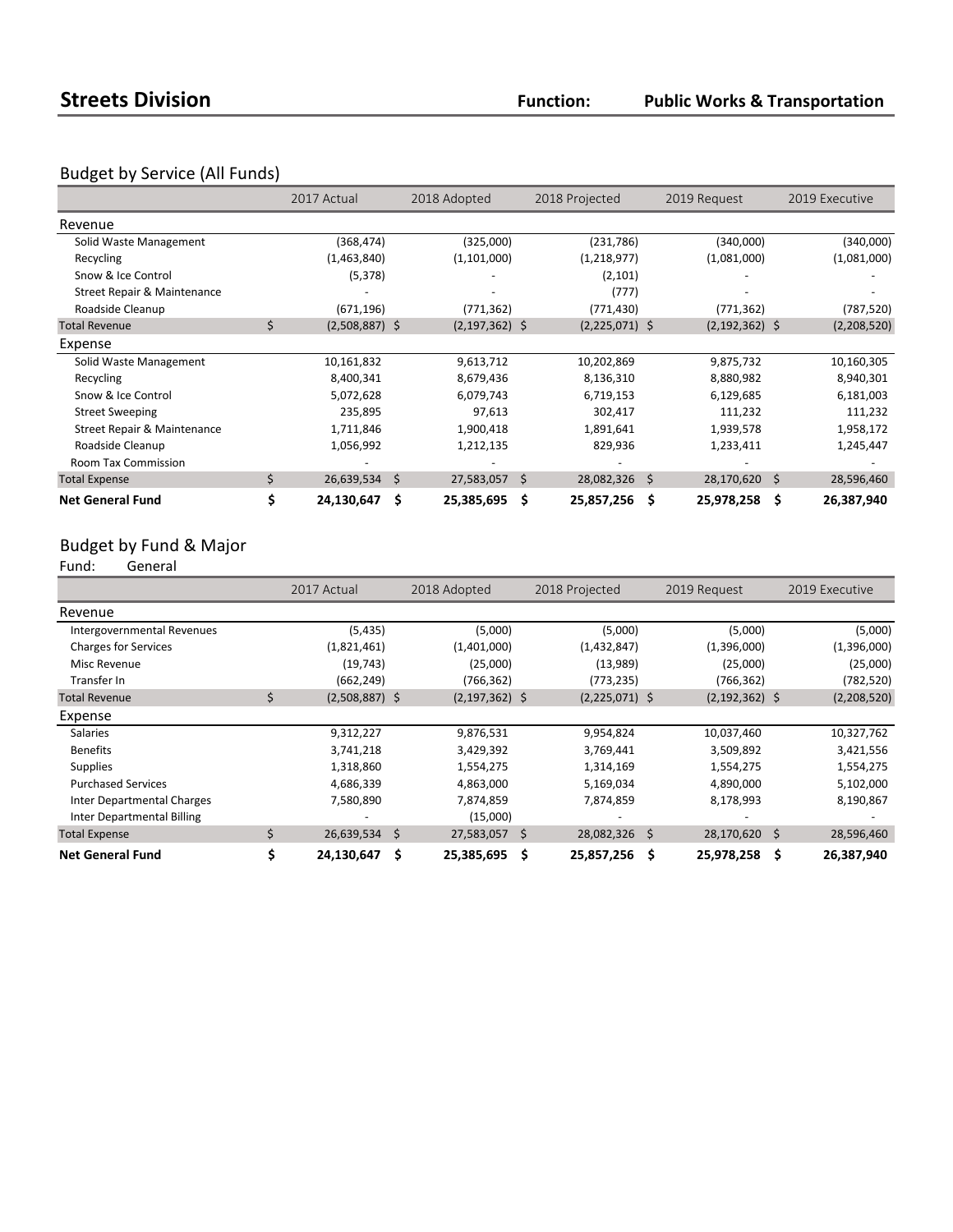# Streets Division

**Function:** **Public Works & Transportation**

## Budget by Service (All Funds)

| | 2017 Actual | 2018 Adopted | 2018 Projected | 2019 Request | 2019 Executive |
|---|---|---|---|---|---|
| **Revenue** | | | | | |
| Solid Waste Management | (368,474) | (325,000) | (231,786) | (340,000) | (340,000) |
| Recycling | (1,463,840) | (1,101,000) | (1,218,977) | (1,081,000) | (1,081,000) |
| Snow & Ice Control | (5,378) | - | (2,101) | - | - |
| Street Repair & Maintenance | - | - | (777) | - | - |
| Roadside Cleanup | (671,196) | (771,362) | (771,430) | (771,362) | (787,520) |
| Total Revenue | $ (2,508,887) | $ (2,197,362) | $ (2,225,071) | $ (2,192,362) | $ (2,208,520) |
| **Expense** | | | | | |
| Solid Waste Management | 10,161,832 | 9,613,712 | 10,202,869 | 9,875,732 | 10,160,305 |
| Recycling | 8,400,341 | 8,679,436 | 8,136,310 | 8,880,982 | 8,940,301 |
| Snow & Ice Control | 5,072,628 | 6,079,743 | 6,719,153 | 6,129,685 | 6,181,003 |
| Street Sweeping | 235,895 | 97,613 | 302,417 | 111,232 | 111,232 |
| Street Repair & Maintenance | 1,711,846 | 1,900,418 | 1,891,641 | 1,939,578 | 1,958,172 |
| Roadside Cleanup | 1,056,992 | 1,212,135 | 829,936 | 1,233,411 | 1,245,447 |
| Room Tax Commission | - | - | - | - | - |
| Total Expense | $ 26,639,534 | $ 27,583,057 | $ 28,082,326 | $ 28,170,620 | $ 28,596,460 |
| **Net General Fund** | **$ 24,130,647** | **$ 25,385,695** | **$ 25,857,256** | **$ 25,978,258** | **$ 26,387,940** |

## Budget by Fund & Major

Fund: General

| | 2017 Actual | 2018 Adopted | 2018 Projected | 2019 Request | 2019 Executive |
|---|---|---|---|---|---|
| **Revenue** | | | | | |
| Intergovernmental Revenues | (5,435) | (5,000) | (5,000) | (5,000) | (5,000) |
| Charges for Services | (1,821,461) | (1,401,000) | (1,432,847) | (1,396,000) | (1,396,000) |
| Misc Revenue | (19,743) | (25,000) | (13,989) | (25,000) | (25,000) |
| Transfer In | (662,249) | (766,362) | (773,235) | (766,362) | (782,520) |
| Total Revenue | $ (2,508,887) | $ (2,197,362) | $ (2,225,071) | $ (2,192,362) | $ (2,208,520) |
| **Expense** | | | | | |
| Salaries | 9,312,227 | 9,876,531 | 9,954,824 | 10,037,460 | 10,327,762 |
| Benefits | 3,741,218 | 3,429,392 | 3,769,441 | 3,509,892 | 3,421,556 |
| Supplies | 1,318,860 | 1,554,275 | 1,314,169 | 1,554,275 | 1,554,275 |
| Purchased Services | 4,686,339 | 4,863,000 | 5,169,034 | 4,890,000 | 5,102,000 |
| Inter Departmental Charges | 7,580,890 | 7,874,859 | 7,874,859 | 8,178,993 | 8,190,867 |
| Inter Departmental Billing | - | (15,000) | - | - | - |
| Total Expense | $ 26,639,534 | $ 27,583,057 | $ 28,082,326 | $ 28,170,620 | $ 28,596,460 |
| **Net General Fund** | **$ 24,130,647** | **$ 25,385,695** | **$ 25,857,256** | **$ 25,978,258** | **$ 26,387,940** |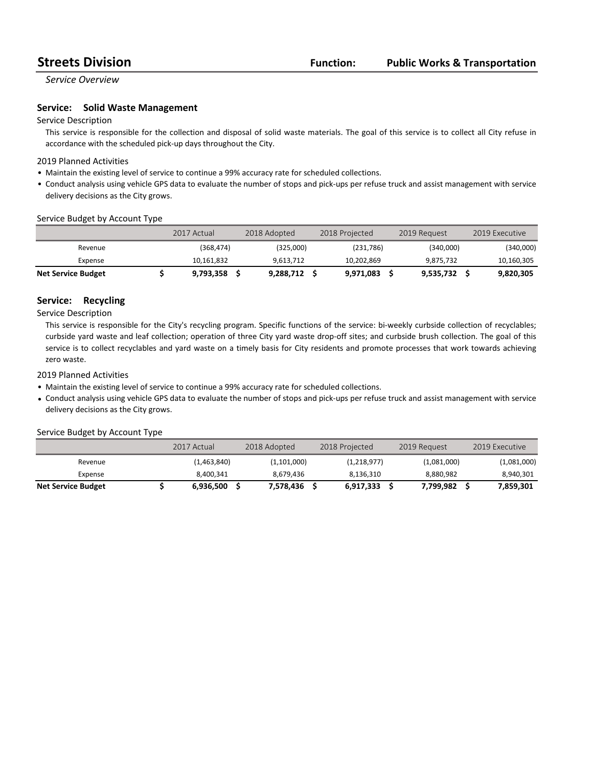# Streets Division

**Function: Public Works & Transportation**

*Service Overview*

## Service: Solid Waste Management

Service Description

This service is responsible for the collection and disposal of solid waste materials. The goal of this service is to collect all City refuse in accordance with the scheduled pick-up days throughout the City.

2019 Planned Activities

- Maintain the existing level of service to continue a 99% accuracy rate for scheduled collections.
- Conduct analysis using vehicle GPS data to evaluate the number of stops and pick-ups per refuse truck and assist management with service delivery decisions as the City grows.

Service Budget by Account Type

| | 2017 Actual | 2018 Adopted | 2018 Projected | 2019 Request | 2019 Executive |
|---|---|---|---|---|---|
| Revenue | (368,474) | (325,000) | (231,786) | (340,000) | (340,000) |
| Expense | 10,161,832 | 9,613,712 | 10,202,869 | 9,875,732 | 10,160,305 |
| **Net Service Budget** | **$ 9,793,358** | **$ 9,288,712** | **$ 9,971,083** | **$ 9,535,732** | **$ 9,820,305** |

## Service: Recycling

Service Description

This service is responsible for the City's recycling program. Specific functions of the service: bi-weekly curbside collection of recyclables; curbside yard waste and leaf collection; operation of three City yard waste drop-off sites; and curbside brush collection. The goal of this service is to collect recyclables and yard waste on a timely basis for City residents and promote processes that work towards achieving zero waste.

2019 Planned Activities

- Maintain the existing level of service to continue a 99% accuracy rate for scheduled collections.
- Conduct analysis using vehicle GPS data to evaluate the number of stops and pick-ups per refuse truck and assist management with service delivery decisions as the City grows.

Service Budget by Account Type

| | 2017 Actual | 2018 Adopted | 2018 Projected | 2019 Request | 2019 Executive |
|---|---|---|---|---|---|
| Revenue | (1,463,840) | (1,101,000) | (1,218,977) | (1,081,000) | (1,081,000) |
| Expense | 8,400,341 | 8,679,436 | 8,136,310 | 8,880,982 | 8,940,301 |
| **Net Service Budget** | **$ 6,936,500** | **$ 7,578,436** | **$ 6,917,333** | **$ 7,799,982** | **$ 7,859,301** |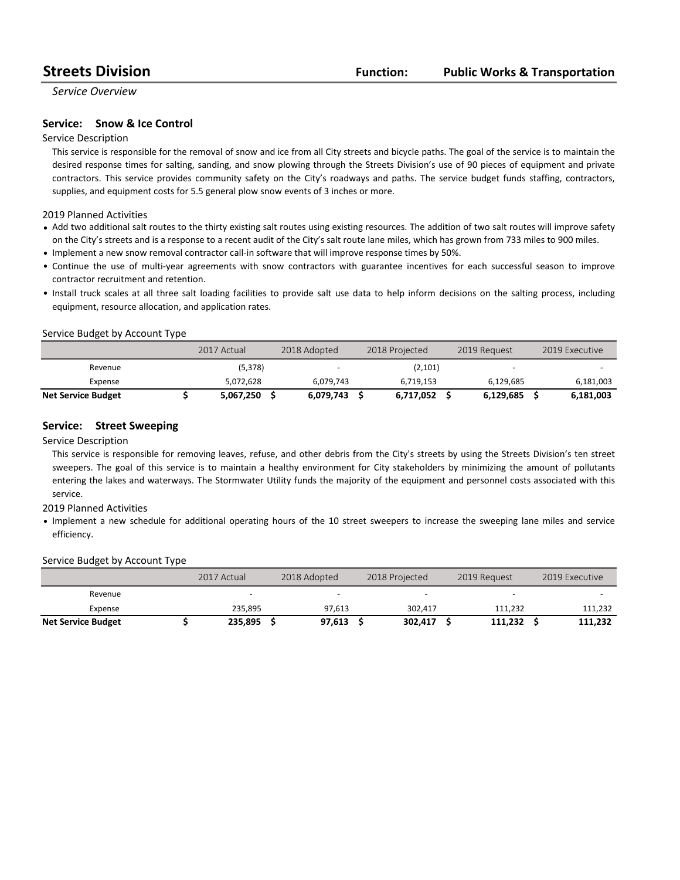# Streets Division

**Function: Public Works & Transportation**

*Service Overview*

## Service: Snow & Ice Control

Service Description

This service is responsible for the removal of snow and ice from all City streets and bicycle paths. The goal of the service is to maintain the desired response times for salting, sanding, and snow plowing through the Streets Division's use of 90 pieces of equipment and private contractors. This service provides community safety on the City's roadways and paths. The service budget funds staffing, contractors, supplies, and equipment costs for 5.5 general plow snow events of 3 inches or more.

2019 Planned Activities

- Add two additional salt routes to the thirty existing salt routes using existing resources. The addition of two salt routes will improve safety on the City's streets and is a response to a recent audit of the City's salt route lane miles, which has grown from 733 miles to 900 miles.
- Implement a new snow removal contractor call-in software that will improve response times by 50%.
- Continue the use of multi-year agreements with snow contractors with guarantee incentives for each successful season to improve contractor recruitment and retention.
- Install truck scales at all three salt loading facilities to provide salt use data to help inform decisions on the salting process, including equipment, resource allocation, and application rates.

Service Budget by Account Type

| | 2017 Actual | 2018 Adopted | 2018 Projected | 2019 Request | 2019 Executive |
|---|---|---|---|---|---|
| Revenue | (5,378) | - | (2,101) | - | - |
| Expense | 5,072,628 | 6,079,743 | 6,719,153 | 6,129,685 | 6,181,003 |
| **Net Service Budget** | **$ 5,067,250** | **$ 6,079,743** | **$ 6,717,052** | **$ 6,129,685** | **$ 6,181,003** |

## Service: Street Sweeping

Service Description

This service is responsible for removing leaves, refuse, and other debris from the City's streets by using the Streets Division's ten street sweepers. The goal of this service is to maintain a healthy environment for City stakeholders by minimizing the amount of pollutants entering the lakes and waterways. The Stormwater Utility funds the majority of the equipment and personnel costs associated with this service.

2019 Planned Activities

- Implement a new schedule for additional operating hours of the 10 street sweepers to increase the sweeping lane miles and service efficiency.

Service Budget by Account Type

| | 2017 Actual | 2018 Adopted | 2018 Projected | 2019 Request | 2019 Executive |
|---|---|---|---|---|---|
| Revenue | - | - | - | - | - |
| Expense | 235,895 | 97,613 | 302,417 | 111,232 | 111,232 |
| **Net Service Budget** | **$ 235,895** | **$ 97,613** | **$ 302,417** | **$ 111,232** | **$ 111,232** |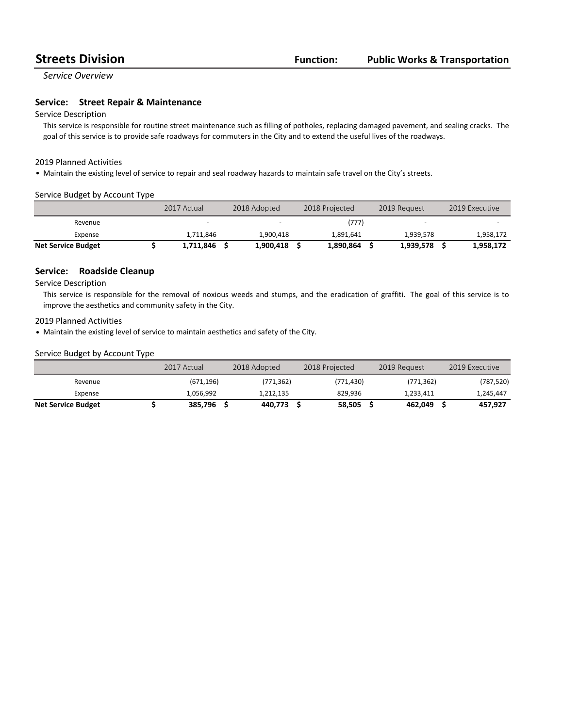# Streets Division

**Function: Public Works & Transportation**

*Service Overview*

## Service: Street Repair & Maintenance

Service Description

This service is responsible for routine street maintenance such as filling of potholes, replacing damaged pavement, and sealing cracks. The goal of this service is to provide safe roadways for commuters in the City and to extend the useful lives of the roadways.

2019 Planned Activities

- Maintain the existing level of service to repair and seal roadway hazards to maintain safe travel on the City's streets.

Service Budget by Account Type

| | 2017 Actual | 2018 Adopted | 2018 Projected | 2019 Request | 2019 Executive |
|---|---|---|---|---|---|
| Revenue | - | - | (777) | - | - |
| Expense | 1,711,846 | 1,900,418 | 1,891,641 | 1,939,578 | 1,958,172 |
| **Net Service Budget** | **$ 1,711,846** | **$ 1,900,418** | **$ 1,890,864** | **$ 1,939,578** | **$ 1,958,172** |

## Service: Roadside Cleanup

Service Description

This service is responsible for the removal of noxious weeds and stumps, and the eradication of graffiti. The goal of this service is to improve the aesthetics and community safety in the City.

2019 Planned Activities

- Maintain the existing level of service to maintain aesthetics and safety of the City.

Service Budget by Account Type

| | 2017 Actual | 2018 Adopted | 2018 Projected | 2019 Request | 2019 Executive |
|---|---|---|---|---|---|
| Revenue | (671,196) | (771,362) | (771,430) | (771,362) | (787,520) |
| Expense | 1,056,992 | 1,212,135 | 829,936 | 1,233,411 | 1,245,447 |
| **Net Service Budget** | **$ 385,796** | **$ 440,773** | **$ 58,505** | **$ 462,049** | **$ 457,927** |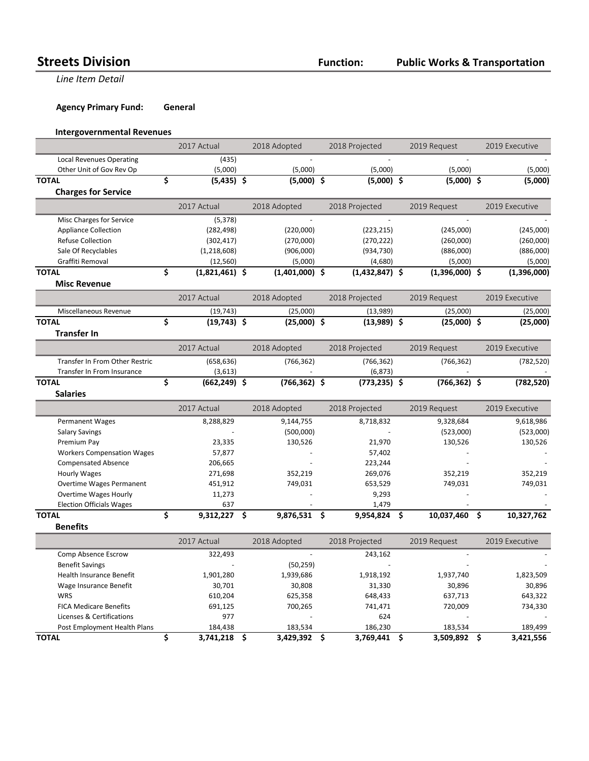# Streets Division

**Function: Public Works & Transportation**

*Line Item Detail*

**Agency Primary Fund: General**

### Intergovernmental Revenues

| | 2017 Actual | 2018 Adopted | 2018 Projected | 2019 Request | 2019 Executive |
|---|---|---|---|---|---|
| Local Revenues Operating | (435) | - | - | - | - |
| Other Unit of Gov Rev Op | (5,000) | (5,000) | (5,000) | (5,000) | (5,000) |
| **TOTAL** | **$ (5,435)** | **$ (5,000)** | **$ (5,000)** | **$ (5,000)** | **$ (5,000)** |

### Charges for Service

| | 2017 Actual | 2018 Adopted | 2018 Projected | 2019 Request | 2019 Executive |
|---|---|---|---|---|---|
| Misc Charges for Service | (5,378) | - | - | - | - |
| Appliance Collection | (282,498) | (220,000) | (223,215) | (245,000) | (245,000) |
| Refuse Collection | (302,417) | (270,000) | (270,222) | (260,000) | (260,000) |
| Sale Of Recyclables | (1,218,608) | (906,000) | (934,730) | (886,000) | (886,000) |
| Graffiti Removal | (12,560) | (5,000) | (4,680) | (5,000) | (5,000) |
| **TOTAL** | **$ (1,821,461)** | **$ (1,401,000)** | **$ (1,432,847)** | **$ (1,396,000)** | **$ (1,396,000)** |

### Misc Revenue

| | 2017 Actual | 2018 Adopted | 2018 Projected | 2019 Request | 2019 Executive |
|---|---|---|---|---|---|
| Miscellaneous Revenue | (19,743) | (25,000) | (13,989) | (25,000) | (25,000) |
| **TOTAL** | **$ (19,743)** | **$ (25,000)** | **$ (13,989)** | **$ (25,000)** | **$ (25,000)** |

### Transfer In

| | 2017 Actual | 2018 Adopted | 2018 Projected | 2019 Request | 2019 Executive |
|---|---|---|---|---|---|
| Transfer In From Other Restric | (658,636) | (766,362) | (766,362) | (766,362) | (782,520) |
| Transfer In From Insurance | (3,613) | - | (6,873) | - | - |
| **TOTAL** | **$ (662,249)** | **$ (766,362)** | **$ (773,235)** | **$ (766,362)** | **$ (782,520)** |

### Salaries

| | 2017 Actual | 2018 Adopted | 2018 Projected | 2019 Request | 2019 Executive |
|---|---|---|---|---|---|
| Permanent Wages | 8,288,829 | 9,144,755 | 8,718,832 | 9,328,684 | 9,618,986 |
| Salary Savings | - | (500,000) | - | (523,000) | (523,000) |
| Premium Pay | 23,335 | 130,526 | 21,970 | 130,526 | 130,526 |
| Workers Compensation Wages | 57,877 | - | 57,402 | - | - |
| Compensated Absence | 206,665 | - | 223,244 | - | - |
| Hourly Wages | 271,698 | 352,219 | 269,076 | 352,219 | 352,219 |
| Overtime Wages Permanent | 451,912 | 749,031 | 653,529 | 749,031 | 749,031 |
| Overtime Wages Hourly | 11,273 | - | 9,293 | - | - |
| Election Officials Wages | 637 | - | 1,479 | - | - |
| **TOTAL** | **$ 9,312,227** | **$ 9,876,531** | **$ 9,954,824** | **$ 10,037,460** | **$ 10,327,762** |

### Benefits

| | 2017 Actual | 2018 Adopted | 2018 Projected | 2019 Request | 2019 Executive |
|---|---|---|---|---|---|
| Comp Absence Escrow | 322,493 | - | 243,162 | - | - |
| Benefit Savings | - | (50,259) | - | - | - |
| Health Insurance Benefit | 1,901,280 | 1,939,686 | 1,918,192 | 1,937,740 | 1,823,509 |
| Wage Insurance Benefit | 30,701 | 30,808 | 31,330 | 30,896 | 30,896 |
| WRS | 610,204 | 625,358 | 648,433 | 637,713 | 643,322 |
| FICA Medicare Benefits | 691,125 | 700,265 | 741,471 | 720,009 | 734,330 |
| Licenses & Certifications | 977 | - | 624 | - | - |
| Post Employment Health Plans | 184,438 | 183,534 | 186,230 | 183,534 | 189,499 |
| **TOTAL** | **$ 3,741,218** | **$ 3,429,392** | **$ 3,769,441** | **$ 3,509,892** | **$ 3,421,556** |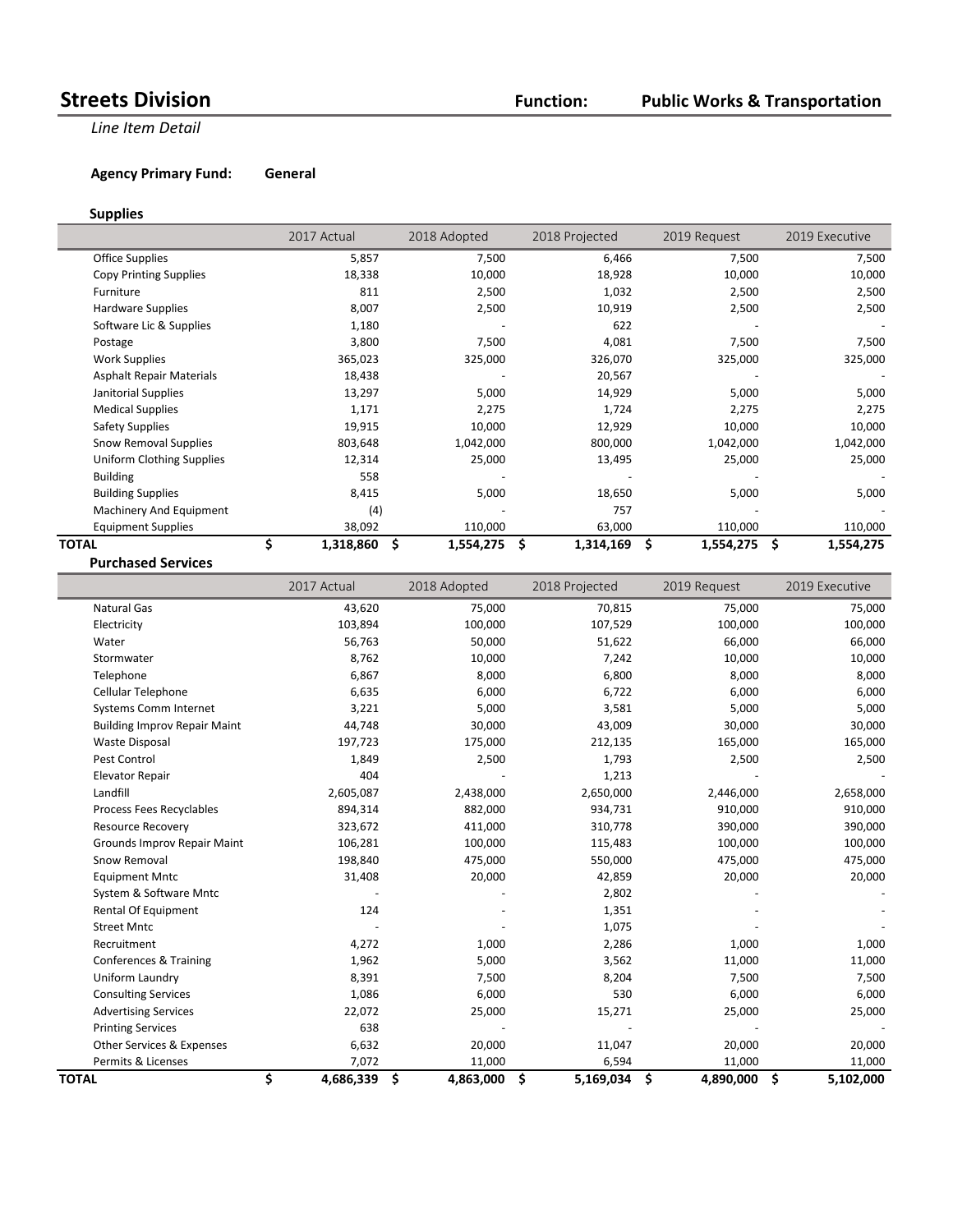# Streets Division

**Function: Public Works & Transportation**

*Line Item Detail*

**Agency Primary Fund:** General

### Supplies

| | 2017 Actual | 2018 Adopted | 2018 Projected | 2019 Request | 2019 Executive |
|---|---|---|---|---|---|
| Office Supplies | 5,857 | 7,500 | 6,466 | 7,500 | 7,500 |
| Copy Printing Supplies | 18,338 | 10,000 | 18,928 | 10,000 | 10,000 |
| Furniture | 811 | 2,500 | 1,032 | 2,500 | 2,500 |
| Hardware Supplies | 8,007 | 2,500 | 10,919 | 2,500 | 2,500 |
| Software Lic & Supplies | 1,180 | - | 622 | - | - |
| Postage | 3,800 | 7,500 | 4,081 | 7,500 | 7,500 |
| Work Supplies | 365,023 | 325,000 | 326,070 | 325,000 | 325,000 |
| Asphalt Repair Materials | 18,438 | - | 20,567 | - | - |
| Janitorial Supplies | 13,297 | 5,000 | 14,929 | 5,000 | 5,000 |
| Medical Supplies | 1,171 | 2,275 | 1,724 | 2,275 | 2,275 |
| Safety Supplies | 19,915 | 10,000 | 12,929 | 10,000 | 10,000 |
| Snow Removal Supplies | 803,648 | 1,042,000 | 800,000 | 1,042,000 | 1,042,000 |
| Uniform Clothing Supplies | 12,314 | 25,000 | 13,495 | 25,000 | 25,000 |
| Building | 558 | - | - | - | - |
| Building Supplies | 8,415 | 5,000 | 18,650 | 5,000 | 5,000 |
| Machinery And Equipment | (4) | - | 757 | - | - |
| Equipment Supplies | 38,092 | 110,000 | 63,000 | 110,000 | 110,000 |
| **TOTAL** | **$ 1,318,860** | **$ 1,554,275** | **$ 1,314,169** | **$ 1,554,275** | **$ 1,554,275** |

### Purchased Services

| | 2017 Actual | 2018 Adopted | 2018 Projected | 2019 Request | 2019 Executive |
|---|---|---|---|---|---|
| Natural Gas | 43,620 | 75,000 | 70,815 | 75,000 | 75,000 |
| Electricity | 103,894 | 100,000 | 107,529 | 100,000 | 100,000 |
| Water | 56,763 | 50,000 | 51,622 | 66,000 | 66,000 |
| Stormwater | 8,762 | 10,000 | 7,242 | 10,000 | 10,000 |
| Telephone | 6,867 | 8,000 | 6,800 | 8,000 | 8,000 |
| Cellular Telephone | 6,635 | 6,000 | 6,722 | 6,000 | 6,000 |
| Systems Comm Internet | 3,221 | 5,000 | 3,581 | 5,000 | 5,000 |
| Building Improv Repair Maint | 44,748 | 30,000 | 43,009 | 30,000 | 30,000 |
| Waste Disposal | 197,723 | 175,000 | 212,135 | 165,000 | 165,000 |
| Pest Control | 1,849 | 2,500 | 1,793 | 2,500 | 2,500 |
| Elevator Repair | 404 | - | 1,213 | - | - |
| Landfill | 2,605,087 | 2,438,000 | 2,650,000 | 2,446,000 | 2,658,000 |
| Process Fees Recyclables | 894,314 | 882,000 | 934,731 | 910,000 | 910,000 |
| Resource Recovery | 323,672 | 411,000 | 310,778 | 390,000 | 390,000 |
| Grounds Improv Repair Maint | 106,281 | 100,000 | 115,483 | 100,000 | 100,000 |
| Snow Removal | 198,840 | 475,000 | 550,000 | 475,000 | 475,000 |
| Equipment Mntc | 31,408 | 20,000 | 42,859 | 20,000 | 20,000 |
| System & Software Mntc | - | - | 2,802 | - | - |
| Rental Of Equipment | 124 | - | 1,351 | - | - |
| Street Mntc | - | - | 1,075 | - | - |
| Recruitment | 4,272 | 1,000 | 2,286 | 1,000 | 1,000 |
| Conferences & Training | 1,962 | 5,000 | 3,562 | 11,000 | 11,000 |
| Uniform Laundry | 8,391 | 7,500 | 8,204 | 7,500 | 7,500 |
| Consulting Services | 1,086 | 6,000 | 530 | 6,000 | 6,000 |
| Advertising Services | 22,072 | 25,000 | 15,271 | 25,000 | 25,000 |
| Printing Services | 638 | - | - | - | - |
| Other Services & Expenses | 6,632 | 20,000 | 11,047 | 20,000 | 20,000 |
| Permits & Licenses | 7,072 | 11,000 | 6,594 | 11,000 | 11,000 |
| **TOTAL** | **$ 4,686,339** | **$ 4,863,000** | **$ 5,169,034** | **$ 4,890,000** | **$ 5,102,000** |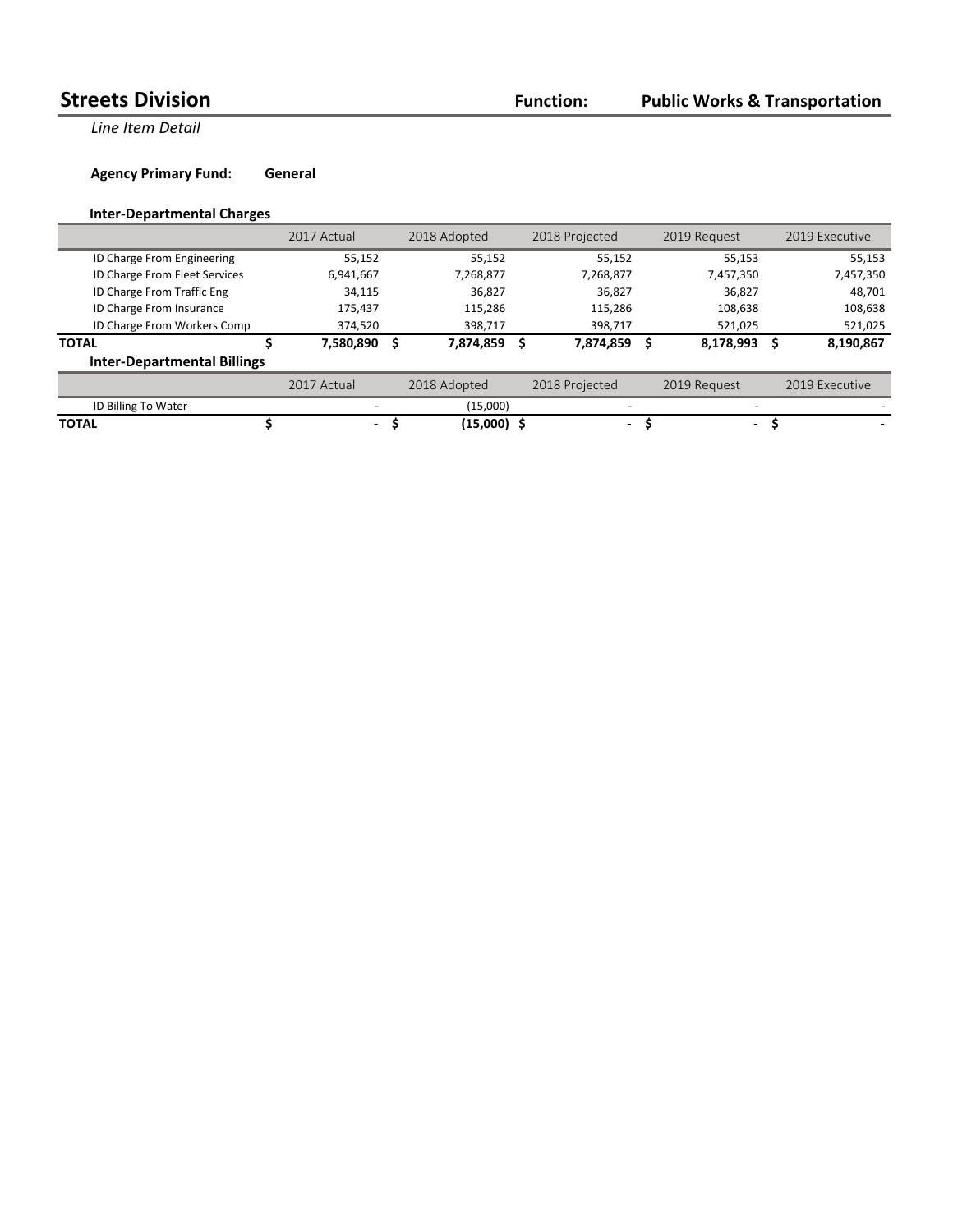# Streets Division

**Function: Public Works & Transportation**

*Line Item Detail*

**Agency Primary Fund: General**

### Inter-Departmental Charges

| | 2017 Actual | 2018 Adopted | 2018 Projected | 2019 Request | 2019 Executive |
|---|---|---|---|---|---|
| ID Charge From Engineering | 55,152 | 55,152 | 55,152 | 55,153 | 55,153 |
| ID Charge From Fleet Services | 6,941,667 | 7,268,877 | 7,268,877 | 7,457,350 | 7,457,350 |
| ID Charge From Traffic Eng | 34,115 | 36,827 | 36,827 | 36,827 | 48,701 |
| ID Charge From Insurance | 175,437 | 115,286 | 115,286 | 108,638 | 108,638 |
| ID Charge From Workers Comp | 374,520 | 398,717 | 398,717 | 521,025 | 521,025 |
| **TOTAL** | **$ 7,580,890** | **$ 7,874,859** | **$ 7,874,859** | **$ 8,178,993** | **$ 8,190,867** |

### Inter-Departmental Billings

| | 2017 Actual | 2018 Adopted | 2018 Projected | 2019 Request | 2019 Executive |
|---|---|---|---|---|---|
| ID Billing To Water | - | (15,000) | - | - | - |
| **TOTAL** | **$ -** | **$ (15,000)** | **$ -** | **$ -** | **$ -** |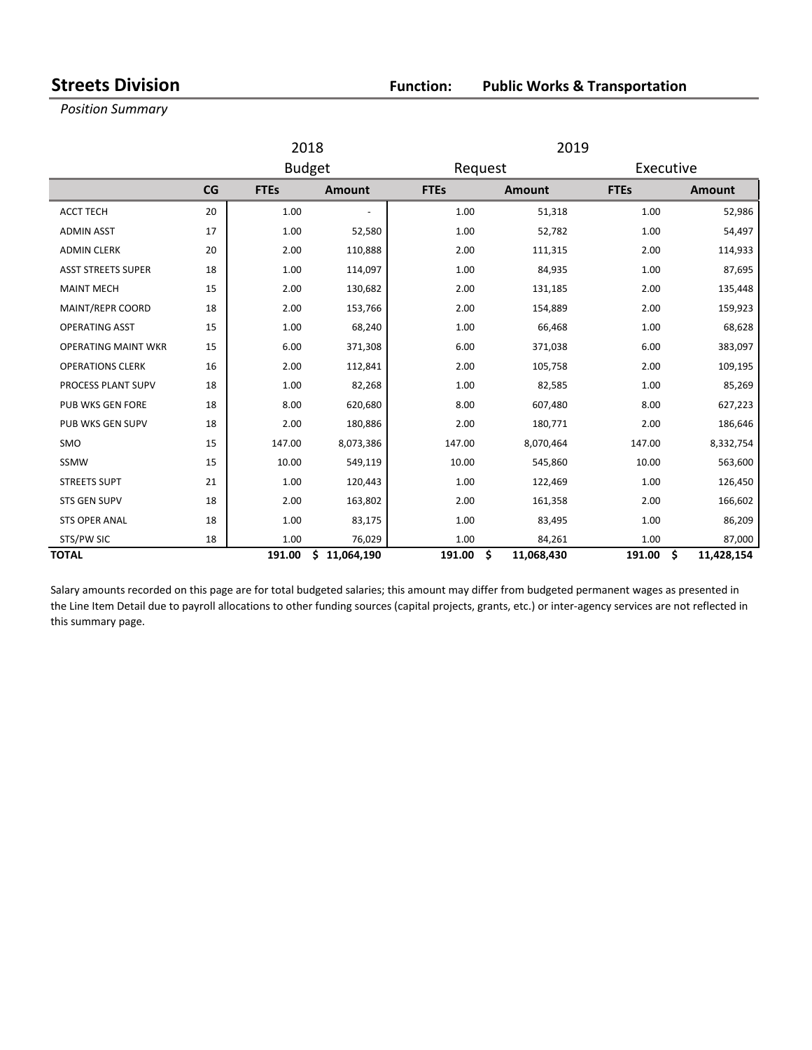## Streets Division

**Function:** **Public Works & Transportation**

*Position Summary*

| | | 2018 | | 2019 | | | |
|---|---|---|---|---|---|---|---|
| | | Budget | | Request | | Executive | |
| | **CG** | **FTEs** | **Amount** | **FTEs** | **Amount** | **FTEs** | **Amount** |
| ACCT TECH | 20 | 1.00 | - | 1.00 | 51,318 | 1.00 | 52,986 |
| ADMIN ASST | 17 | 1.00 | 52,580 | 1.00 | 52,782 | 1.00 | 54,497 |
| ADMIN CLERK | 20 | 2.00 | 110,888 | 2.00 | 111,315 | 2.00 | 114,933 |
| ASST STREETS SUPER | 18 | 1.00 | 114,097 | 1.00 | 84,935 | 1.00 | 87,695 |
| MAINT MECH | 15 | 2.00 | 130,682 | 2.00 | 131,185 | 2.00 | 135,448 |
| MAINT/REPR COORD | 18 | 2.00 | 153,766 | 2.00 | 154,889 | 2.00 | 159,923 |
| OPERATING ASST | 15 | 1.00 | 68,240 | 1.00 | 66,468 | 1.00 | 68,628 |
| OPERATING MAINT WKR | 15 | 6.00 | 371,308 | 6.00 | 371,038 | 6.00 | 383,097 |
| OPERATIONS CLERK | 16 | 2.00 | 112,841 | 2.00 | 105,758 | 2.00 | 109,195 |
| PROCESS PLANT SUPV | 18 | 1.00 | 82,268 | 1.00 | 82,585 | 1.00 | 85,269 |
| PUB WKS GEN FORE | 18 | 8.00 | 620,680 | 8.00 | 607,480 | 8.00 | 627,223 |
| PUB WKS GEN SUPV | 18 | 2.00 | 180,886 | 2.00 | 180,771 | 2.00 | 186,646 |
| SMO | 15 | 147.00 | 8,073,386 | 147.00 | 8,070,464 | 147.00 | 8,332,754 |
| SSMW | 15 | 10.00 | 549,119 | 10.00 | 545,860 | 10.00 | 563,600 |
| STREETS SUPT | 21 | 1.00 | 120,443 | 1.00 | 122,469 | 1.00 | 126,450 |
| STS GEN SUPV | 18 | 2.00 | 163,802 | 2.00 | 161,358 | 2.00 | 166,602 |
| STS OPER ANAL | 18 | 1.00 | 83,175 | 1.00 | 83,495 | 1.00 | 86,209 |
| STS/PW SIC | 18 | 1.00 | 76,029 | 1.00 | 84,261 | 1.00 | 87,000 |
| **TOTAL** | | **191.00** | **$ 11,064,190** | **191.00** | **$ 11,068,430** | **191.00** | **$ 11,428,154** |

Salary amounts recorded on this page are for total budgeted salaries; this amount may differ from budgeted permanent wages as presented in the Line Item Detail due to payroll allocations to other funding sources (capital projects, grants, etc.) or inter-agency services are not reflected in this summary page.